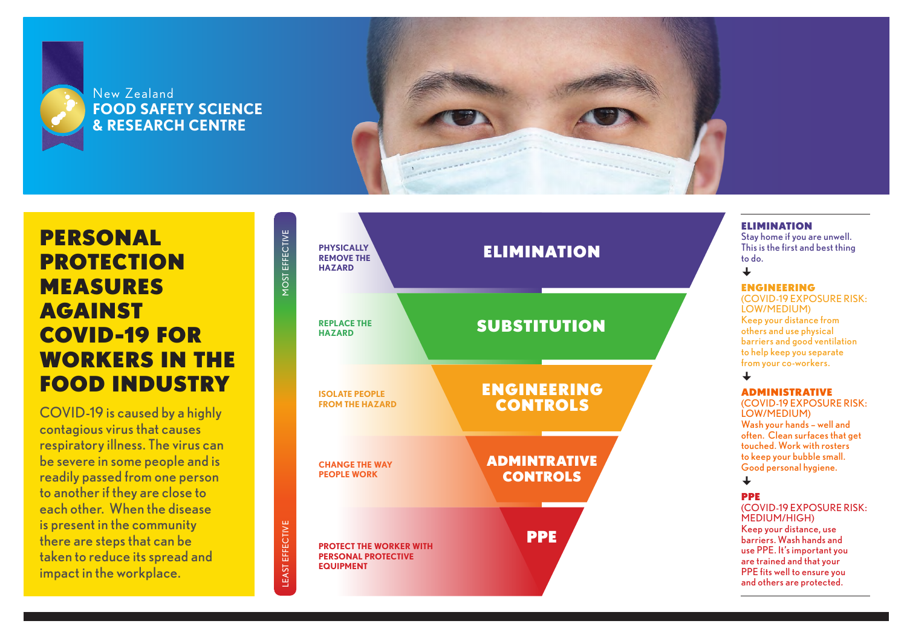New Zealand
**FOOD SAFETY SCIENCE & RESEARCH CENTRE**

# PERSONAL PROTECTION MEASURES AGAINST COVID-19 FOR WORKERS IN THE FOOD INDUSTRY

COVID-19 is caused by a highly contagious virus that causes respiratory illness. The virus can be severe in some people and is readily passed from one person to another if they are close to each other. When the disease is present in the community there are steps that can be taken to reduce its spread and impact in the workplace.

MOST EFFECTIVE

| | |
|---|---|
| PHYSICALLY REMOVE THE HAZARD | **ELIMINATION** |
| REPLACE THE HAZARD | **SUBSTITUTION** |
| ISOLATE PEOPLE FROM THE HAZARD | **ENGINEERING CONTROLS** |
| CHANGE THE WAY PEOPLE WORK | **ADMINTRATIVE CONTROLS** |
| PROTECT THE WORKER WITH PERSONAL PROTECTIVE EQUIPMENT | **PPE** |

LEAST EFFECTIVE

### ELIMINATION

Stay home if you are unwell. This is the first and best thing to do.

↓

### ENGINEERING

(COVID-19 EXPOSURE RISK: LOW/MEDIUM)

Keep your distance from others and use physical barriers and good ventilation to help keep you separate from your co-workers.

↓

### ADMINISTRATIVE

(COVID-19 EXPOSURE RISK: LOW/MEDIUM)

Wash your hands – well and often. Clean surfaces that get touched. Work with rosters to keep your bubble small. Good personal hygiene.

↓

### PPE

(COVID-19 EXPOSURE RISK: MEDIUM/HIGH)

Keep your distance, use barriers. Wash hands and use PPE. It's important you are trained and that your PPE fits well to ensure you and others are protected.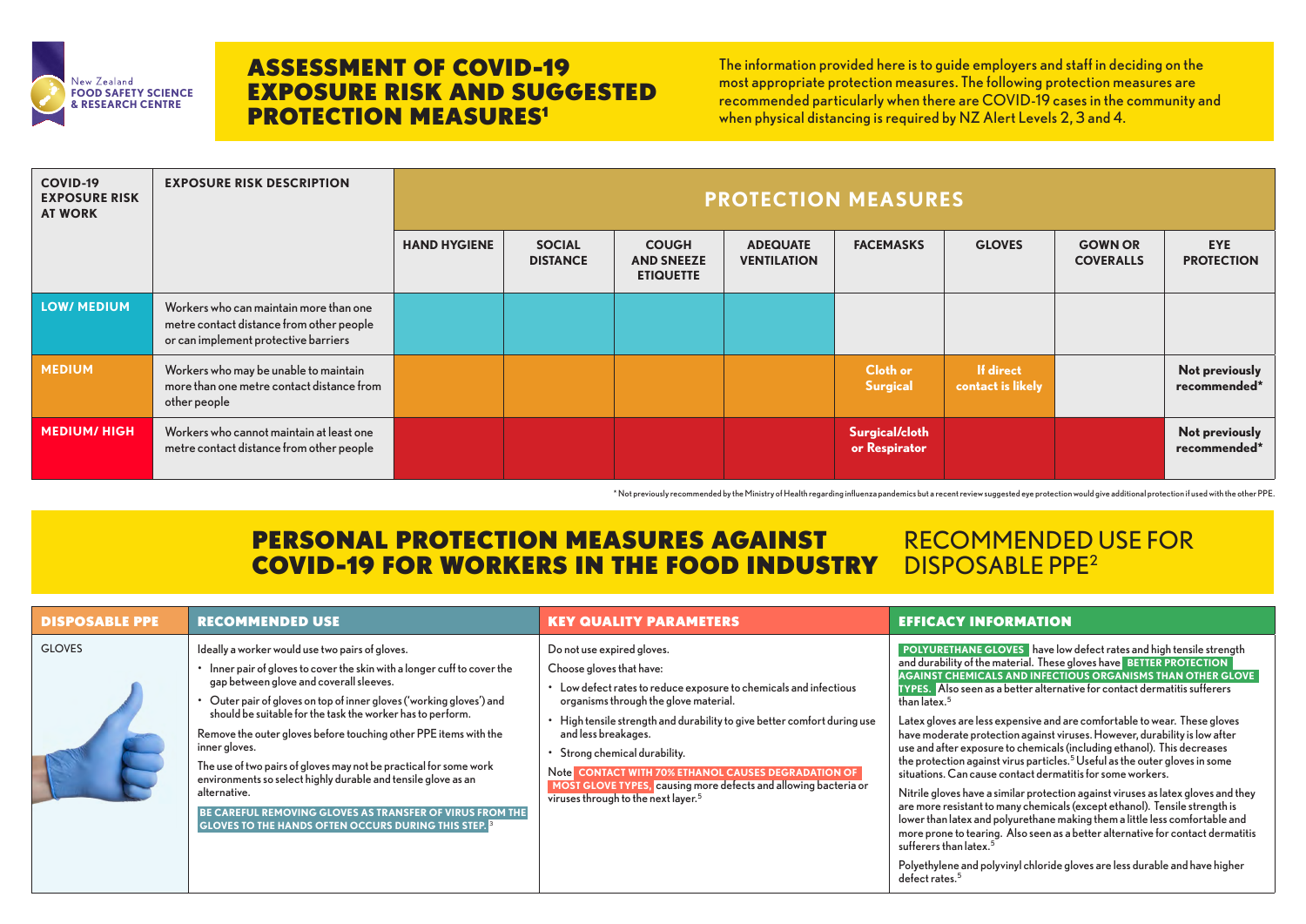# ASSESSMENT OF COVID-19 EXPOSURE RISK AND SUGGESTED PROTECTION MEASURES[1]

The information provided here is to guide employers and staff in deciding on the most appropriate protection measures. The following protection measures are recommended particularly when there are COVID-19 cases in the community and when physical distancing is required by NZ Alert Levels 2, 3 and 4.

| COVID-19 EXPOSURE RISK AT WORK | EXPOSURE RISK DESCRIPTION | PROTECTION MEASURES | | | | | | | |
|---|---|---|---|---|---|---|---|---|---|
| | | HAND HYGIENE | SOCIAL DISTANCE | COUGH AND SNEEZE ETIQUETTE | ADEQUATE VENTILATION | FACEMASKS | GLOVES | GOWN OR COVERALLS | EYE PROTECTION |
| LOW/ MEDIUM | Workers who can maintain more than one metre contact distance from other people or can implement protective barriers | | | | | | | | |
| MEDIUM | Workers who may be unable to maintain more than one metre contact distance from other people | | | | | Cloth or Surgical | If direct contact is likely | | Not previously recommended* |
| MEDIUM/ HIGH | Workers who cannot maintain at least one metre contact distance from other people | | | | | Surgical/cloth or Respirator | | | Not previously recommended* |

\* Not previously recommended by the Ministry of Health regarding influenza pandemics but a recent review suggested eye protection would give additional protection if used with the other PPE.

# PERSONAL PROTECTION MEASURES AGAINST COVID-19 FOR WORKERS IN THE FOOD INDUSTRY

## RECOMMENDED USE FOR DISPOSABLE PPE[2]

| DISPOSABLE PPE | RECOMMENDED USE | KEY QUALITY PARAMETERS | EFFICACY INFORMATION |
|---|---|---|---|
| GLOVES | Ideally a worker would use two pairs of gloves.<br>• Inner pair of gloves to cover the skin with a longer cuff to cover the gap between glove and coverall sleeves.<br>• Outer pair of gloves on top of inner gloves ('working gloves') and should be suitable for the task the worker has to perform.<br>Remove the outer gloves before touching other PPE items with the inner gloves.<br>The use of two pairs of gloves may not be practical for some work environments so select highly durable and tensile glove as an alternative.<br>**BE CAREFUL REMOVING GLOVES AS TRANSFER OF VIRUS FROM THE GLOVES TO THE HANDS OFTEN OCCURS DURING THIS STEP.**[3] | Do not use expired gloves.<br>Choose gloves that have:<br>• Low defect rates to reduce exposure to chemicals and infectious organisms through the glove material.<br>• High tensile strength and durability to give better comfort during use and less breakages.<br>• Strong chemical durability.<br>Note **CONTACT WITH 70% ETHANOL CAUSES DEGRADATION OF MOST GLOVE TYPES,** causing more defects and allowing bacteria or viruses through to the next layer.[5] | **POLYURETHANE GLOVES** have low defect rates and high tensile strength and durability of the material. These gloves have **BETTER PROTECTION AGAINST CHEMICALS AND INFECTIOUS ORGANISMS THAN OTHER GLOVE TYPES.** Also seen as a better alternative for contact dermatitis sufferers than latex.[5]<br>Latex gloves are less expensive and are comfortable to wear. These gloves have moderate protection against viruses. However, durability is low after use and after exposure to chemicals (including ethanol). This decreases the protection against virus particles.[5] Useful as the outer gloves in some situations. Can cause contact dermatitis for some workers.<br>Nitrile gloves have a similar protection against viruses as latex gloves and they are more resistant to many chemicals (except ethanol). Tensile strength is lower than latex and polyurethane making them a little less comfortable and more prone to tearing. Also seen as a better alternative for contact dermatitis sufferers than latex.[5]<br>Polyethylene and polyvinyl chloride gloves are less durable and have higher defect rates.[5] |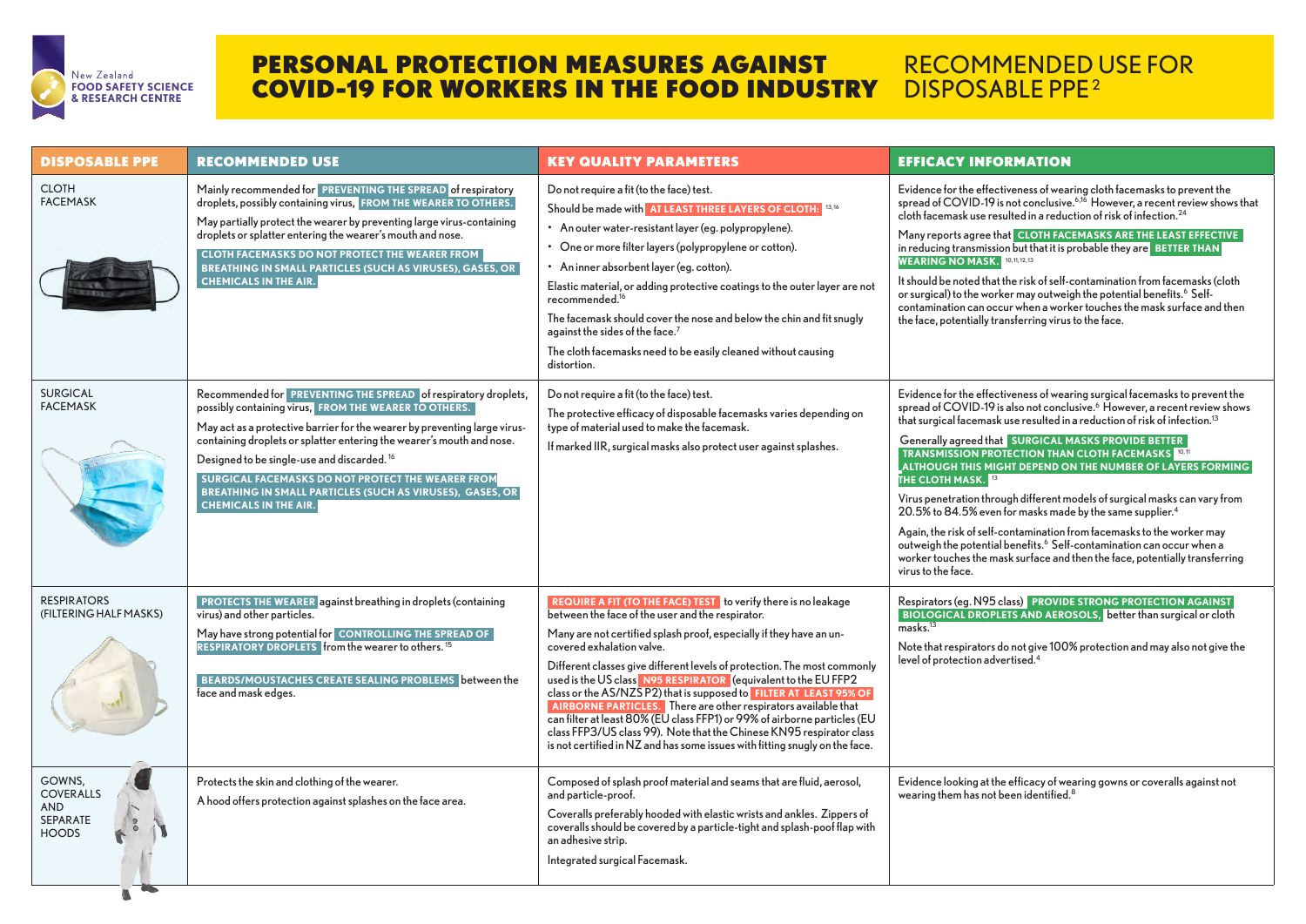New Zealand
FOOD SAFETY SCIENCE & RESEARCH CENTRE

# PERSONAL PROTECTION MEASURES AGAINST COVID-19 FOR WORKERS IN THE FOOD INDUSTRY

## RECOMMENDED USE FOR DISPOSABLE PPE[2]

| DISPOSABLE PPE | RECOMMENDED USE | KEY QUALITY PARAMETERS | EFFICACY INFORMATION |
|---|---|---|---|
| CLOTH FACEMASK | Mainly recommended for **PREVENTING THE SPREAD** of respiratory droplets, possibly containing virus, **FROM THE WEARER TO OTHERS.**<br><br>May partially protect the wearer by preventing large virus-containing droplets or splatter entering the wearer's mouth and nose.<br><br>**CLOTH FACEMASKS DO NOT PROTECT THE WEARER FROM BREATHING IN SMALL PARTICLES (SUCH AS VIRUSES), GASES, OR CHEMICALS IN THE AIR.** | Do not require a fit (to the face) test.<br><br>Should be made with **AT LEAST THREE LAYERS OF CLOTH:**[13,16]<br>• An outer water-resistant layer (eg. polypropylene).<br>• One or more filter layers (polypropylene or cotton).<br>• An inner absorbent layer (eg. cotton).<br><br>Elastic material, or adding protective coatings to the outer layer are not recommended.[16]<br><br>The facemask should cover the nose and below the chin and fit snugly against the sides of the face.[7]<br><br>The cloth facemasks need to be easily cleaned without causing distortion. | Evidence for the effectiveness of wearing cloth facemasks to prevent the spread of COVID-19 is not conclusive.[6,16] However, a recent review shows that cloth facemask use resulted in a reduction of risk of infection.[24]<br><br>Many reports agree that **CLOTH FACEMASKS ARE THE LEAST EFFECTIVE** in reducing transmission but that it is probable they are **BETTER THAN WEARING NO MASK.**[10,11,12,13]<br><br>It should be noted that the risk of self-contamination from facemasks (cloth or surgical) to the worker may outweigh the potential benefits.[6] Self-contamination can occur when a worker touches the mask surface and then the face, potentially transferring virus to the face. |
| SURGICAL FACEMASK | Recommended for **PREVENTING THE SPREAD** of respiratory droplets, possibly containing virus, **FROM THE WEARER TO OTHERS.**<br><br>May act as a protective barrier for the wearer by preventing large virus-containing droplets or splatter entering the wearer's mouth and nose.<br><br>Designed to be single-use and discarded.[16]<br><br>**SURGICAL FACEMASKS DO NOT PROTECT THE WEARER FROM BREATHING IN SMALL PARTICLES (SUCH AS VIRUSES), GASES, OR CHEMICALS IN THE AIR.** | Do not require a fit (to the face) test.<br><br>The protective efficacy of disposable facemasks varies depending on type of material used to make the facemask.<br><br>If marked IIR, surgical masks also protect user against splashes. | Evidence for the effectiveness of wearing surgical facemasks to prevent the spread of COVID-19 is also not conclusive.[6] However, a recent review shows that surgical facemask use resulted in a reduction of risk of infection.[13]<br><br>Generally agreed that **SURGICAL MASKS PROVIDE BETTER TRANSMISSION PROTECTION THAN CLOTH FACEMASKS**[10,11] **ALTHOUGH THIS MIGHT DEPEND ON THE NUMBER OF LAYERS FORMING THE CLOTH MASK.**[13]<br><br>Virus penetration through different models of surgical masks can vary from 20.5% to 84.5% even for masks made by the same supplier.[4]<br><br>Again, the risk of self-contamination from facemasks to the worker may outweigh the potential benefits.[6] Self-contamination can occur when a worker touches the mask surface and then the face, potentially transferring virus to the face. |
| RESPIRATORS (FILTERING HALF MASKS) | **PROTECTS THE WEARER** against breathing in droplets (containing virus) and other particles.<br><br>May have strong potential for **CONTROLLING THE SPREAD OF RESPIRATORY DROPLETS** from the wearer to others.[15]<br><br>**BEARDS/MOUSTACHES CREATE SEALING PROBLEMS** between the face and mask edges. | **REQUIRE A FIT (TO THE FACE) TEST** to verify there is no leakage between the face of the user and the respirator.<br><br>Many are not certified splash proof, especially if they have an un-covered exhalation valve.<br><br>Different classes give different levels of protection. The most commonly used is the US class **N95 RESPIRATOR** (equivalent to the EU FFP2 class or the AS/NZS P2) that is supposed to **FILTER AT LEAST 95% OF AIRBORNE PARTICLES.** There are other respirators available that can filter at least 80% (EU class FFP1) or 99% of airborne particles (EU class FFP3/US class 99). Note that the Chinese KN95 respirator class is not certified in NZ and has some issues with fitting snugly on the face. | Respirators (eg. N95 class) **PROVIDE STRONG PROTECTION AGAINST BIOLOGICAL DROPLETS AND AEROSOLS,** better than surgical or cloth masks.[13]<br><br>Note that respirators do not give 100% protection and may also not give the level of protection advertised.[4] |
| GOWNS, COVERALLS AND SEPARATE HOODS | Protects the skin and clothing of the wearer.<br><br>A hood offers protection against splashes on the face area. | Composed of splash proof material and seams that are fluid, aerosol, and particle-proof.<br><br>Coveralls preferably hooded with elastic wrists and ankles. Zippers of coveralls should be covered by a particle-tight and splash-poof flap with an adhesive strip.<br><br>Integrated surgical Facemask. | Evidence looking at the efficacy of wearing gowns or coveralls against not wearing them has not been identified.[8] |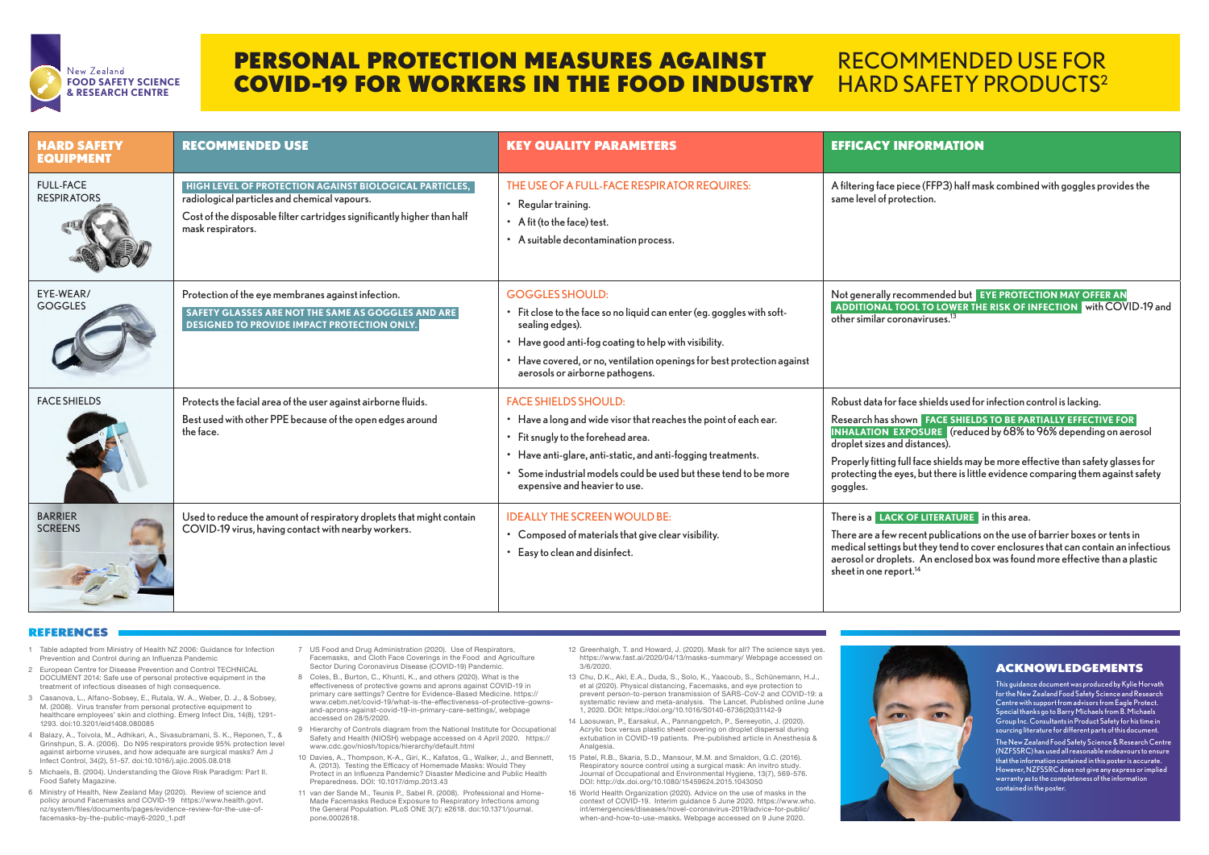New Zealand
FOOD SAFETY SCIENCE
& RESEARCH CENTRE

# PERSONAL PROTECTION MEASURES AGAINST COVID-19 FOR WORKERS IN THE FOOD INDUSTRY

## RECOMMENDED USE FOR HARD SAFETY PRODUCTS[2]

| HARD SAFETY EQUIPMENT | RECOMMENDED USE | KEY QUALITY PARAMETERS | EFFICACY INFORMATION |
|---|---|---|---|
| FULL-FACE RESPIRATORS | **HIGH LEVEL OF PROTECTION AGAINST BIOLOGICAL PARTICLES,** radiological particles and chemical vapours.<br>Cost of the disposable filter cartridges significantly higher than half mask respirators. | THE USE OF A FULL-FACE RESPIRATOR REQUIRES:<br>• Regular training.<br>• A fit (to the face) test.<br>• A suitable decontamination process. | A filtering face piece (FFP3) half mask combined with goggles provides the same level of protection. |
| EYE-WEAR/ GOGGLES | Protection of the eye membranes against infection.<br>**SAFETY GLASSES ARE NOT THE SAME AS GOGGLES AND ARE DESIGNED TO PROVIDE IMPACT PROTECTION ONLY.** | GOGGLES SHOULD:<br>• Fit close to the face so no liquid can enter (eg. goggles with soft-sealing edges).<br>• Have good anti-fog coating to help with visibility.<br>• Have covered, or no, ventilation openings for best protection against aerosols or airborne pathogens. | Not generally recommended but **EYE PROTECTION MAY OFFER AN ADDITIONAL TOOL TO LOWER THE RISK OF INFECTION** with COVID-19 and other similar coronaviruses.[13] |
| FACE SHIELDS | Protects the facial area of the user against airborne fluids.<br>Best used with other PPE because of the open edges around the face. | FACE SHIELDS SHOULD:<br>• Have a long and wide visor that reaches the point of each ear.<br>• Fit snugly to the forehead area.<br>• Have anti-glare, anti-static, and anti-fogging treatments.<br>• Some industrial models could be used but these tend to be more expensive and heavier to use. | Robust data for face shields used for infection control is lacking.<br>Research has shown **FACE SHIELDS TO BE PARTIALLY EFFECTIVE FOR INHALATION EXPOSURE** (reduced by 68% to 96% depending on aerosol droplet sizes and distances).<br>Properly fitting full face shields may be more effective than safety glasses for protecting the eyes, but there is little evidence comparing them against safety goggles. |
| BARRIER SCREENS | Used to reduce the amount of respiratory droplets that might contain COVID-19 virus, having contact with nearby workers. | IDEALLY THE SCREEN WOULD BE:<br>• Composed of materials that give clear visibility.<br>• Easy to clean and disinfect. | There is a **LACK OF LITERATURE** in this area.<br>There are a few recent publications on the use of barrier boxes or tents in medical settings but they tend to cover enclosures that can contain an infectious aerosol or droplets. An enclosed box was found more effective than a plastic sheet in one report.[14] |

## REFERENCES

1. Table adapted from Ministry of Health NZ 2006: Guidance for Infection Prevention and Control during an Influenza Pandemic
2. European Centre for Disease Prevention and Control TECHNICAL DOCUMENT 2014: Safe use of personal protective equipment in the treatment of infectious diseases of high consequence.
3. Casanova, L., Alfano-Sobsey, E., Rutala, W. A., Weber, D. J., & Sobsey, M. (2008). Virus transfer from personal protective equipment to healthcare employees' skin and clothing. Emerg Infect Dis, 14(8), 1291-1293. doi:10.3201/eid1408.080085
4. Balazy, A., Toivola, M., Adhikari, A., Sivasubramani, S. K., Reponen, T., & Grinshpun, S. A. (2006). Do N95 respirators provide 95% protection level against airborne viruses, and how adequate are surgical masks? Am J Infect Control, 34(2), 51-57. doi:10.1016/j.ajic.2005.08.018
5. Michaels, B. (2004). Understanding the Glove Risk Paradigm: Part II. Food Safety Magazine.
6. Ministry of Health, New Zealand May (2020). Review of science and policy around Facemasks and COVID-19 https://www.health.govt.nz/system/files/documents/pages/evidence-review-for-the-use-of-facemasks-by-the-public-may6-2020_1.pdf
7. US Food and Drug Administration (2020). Use of Respirators, Facemasks, and Cloth Face Coverings in the Food and Agriculture Sector During Coronavirus Disease (COVID-19) Pandemic.
8. Coles, B., Burton, C., Khunti, K., and others (2020). What is the effectiveness of protective gowns and aprons against COVID-19 in primary care settings? Centre for Evidence-Based Medicine. https://www.cebm.net/covid-19/what-is-the-effectiveness-of-protective-gowns-and-aprons-against-covid-19-in-primary-care-settings/, webpage accessed on 28/5/2020.
9. Hierarchy of Controls diagram from the National Institute for Occupational Safety and Health (NIOSH) webpage accessed on 4 April 2020. https://www.cdc.gov/niosh/topics/hierarchy/default.html
10. Davies, A., Thompson, K-A., Giri, K., Kafatos, G., Walker, J., and Bennett, A. (2013). Testing the Efficacy of Homemade Masks: Would They Protect in an Influenza Pandemic? Disaster Medicine and Public Health Preparedness. DOI: 10.1017/dmp.2013.43
11. van der Sande M., Teunis P., Sabel R. (2008). Professional and Home-Made Facemasks Reduce Exposure to Respiratory Infections among the General Population. PLoS ONE 3(7): e2618. doi:10.1371/journal.pone.0002618.
12. Greenhalgh, T. and Howard, J. (2020). Mask for all? The science says yes. https://www.fast.ai/2020/04/13/masks-summary/ Webpage accessed on 3/6/2020.
13. Chu, D.K., Akl, E.A., Duda, S., Solo, K., Yaacoub, S., Schünemann, H.J., et al (2020). Physical distancing, Facemasks, and eye protection to prevent person-to-person transmission of SARS-CoV-2 and COVID-19: a systematic review and meta-analysis. The Lancet. Published online June 1, 2020. DOI: https://doi.org/10.1016/S0140-6736(20)31142-9
14. Laosuwan, P., Earsakul, A., Pannangpetch, P., Sereeyotin, J. (2020). Acrylic box versus plastic sheet covering on droplet dispersal during extubation in COVID-19 patients. Pre-published article in Anesthesia & Analgesia.
15. Patel, R.B., Skaria, S.D., Mansour, M.M. and Smaldon, G.C. (2016). Respiratory source control using a surgical mask: An invitro study. Journal of Occupational and Environmental Hygiene, 13(7), 569-576. DOI: http://dx.doi.org/10.1080/15459624.2015.1043050
16. World Health Organization (2020). Advice on the use of masks in the context of COVID-19. Interim guidance 5 June 2020. https://www.who.int/emergencies/diseases/novel-coronavirus-2019/advice-for-public/when-and-how-to-use-masks. Webpage accessed on 9 June 2020.

## ACKNOWLEDGEMENTS

This guidance document was produced by Kylie Horvath for the New Zealand Food Safety Science and Research Centre with support from advisors from Eagle Protect. Special thanks go to Barry Michaels from B. Michaels Group Inc. Consultants in Product Safety for his time in sourcing literature for different parts of this document.

The New Zealand Food Safety Science & Research Centre (NZFSSRC) has used all reasonable endeavours to ensure that the information contained in this poster is accurate. However, NZFSSRC does not give any express or implied warranty as to the completeness of the information contained in the poster.